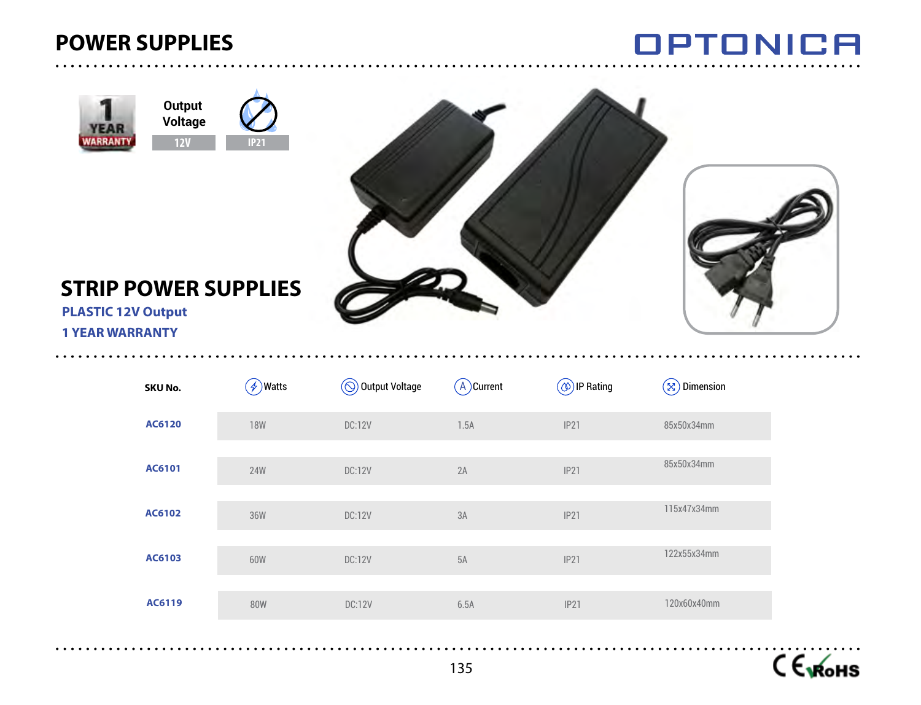# POWER SUPPLIES

OPTONICA

1 YEAR WARRANTY

Output Voltage
12V

IP21

## STRIP POWER SUPPLIES

**PLASTIC 12V Output**

**1 YEAR WARRANTY**

| SKU No. | Watts | Output Voltage | Current | IP Rating | Dimension |
|---|---|---|---|---|---|
| AC6120 | 18W | DC:12V | 1.5A | IP21 | 85x50x34mm |
| AC6101 | 24W | DC:12V | 2A | IP21 | 85x50x34mm |
| AC6102 | 36W | DC:12V | 3A | IP21 | 115x47x34mm |
| AC6103 | 60W | DC:12V | 5A | IP21 | 122x55x34mm |
| AC6119 | 80W | DC:12V | 6.5A | IP21 | 120x60x40mm |

CE RoHS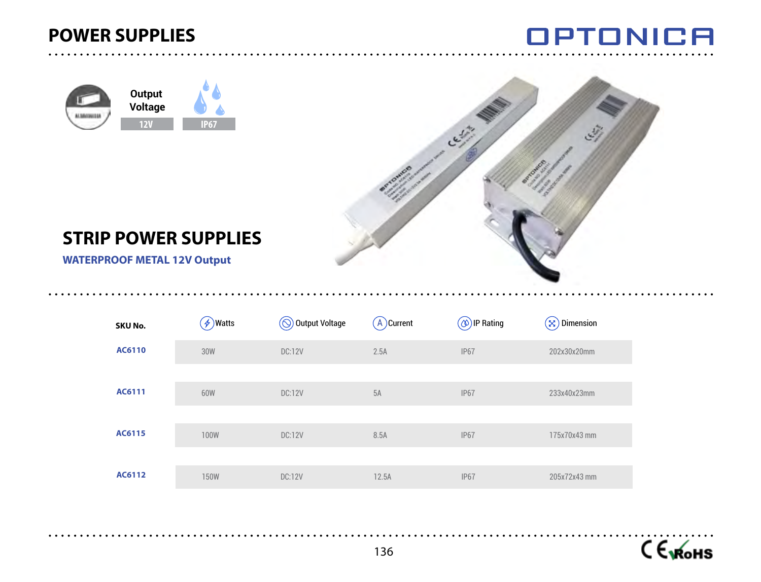# POWER SUPPLIES

Output Voltage

12V

IP67

## STRIP POWER SUPPLIES

**WATERPROOF METAL 12V Output**

| SKU No. | Watts | Output Voltage | Current | IP Rating | Dimension |
|---|---|---|---|---|---|
| AC6110 | 30W | DC:12V | 2.5A | IP67 | 202x30x20mm |
| AC6111 | 60W | DC:12V | 5A | IP67 | 233x40x23mm |
| AC6115 | 100W | DC:12V | 8.5A | IP67 | 175x70x43 mm |
| AC6112 | 150W | DC:12V | 12.5A | IP67 | 205x72x43 mm |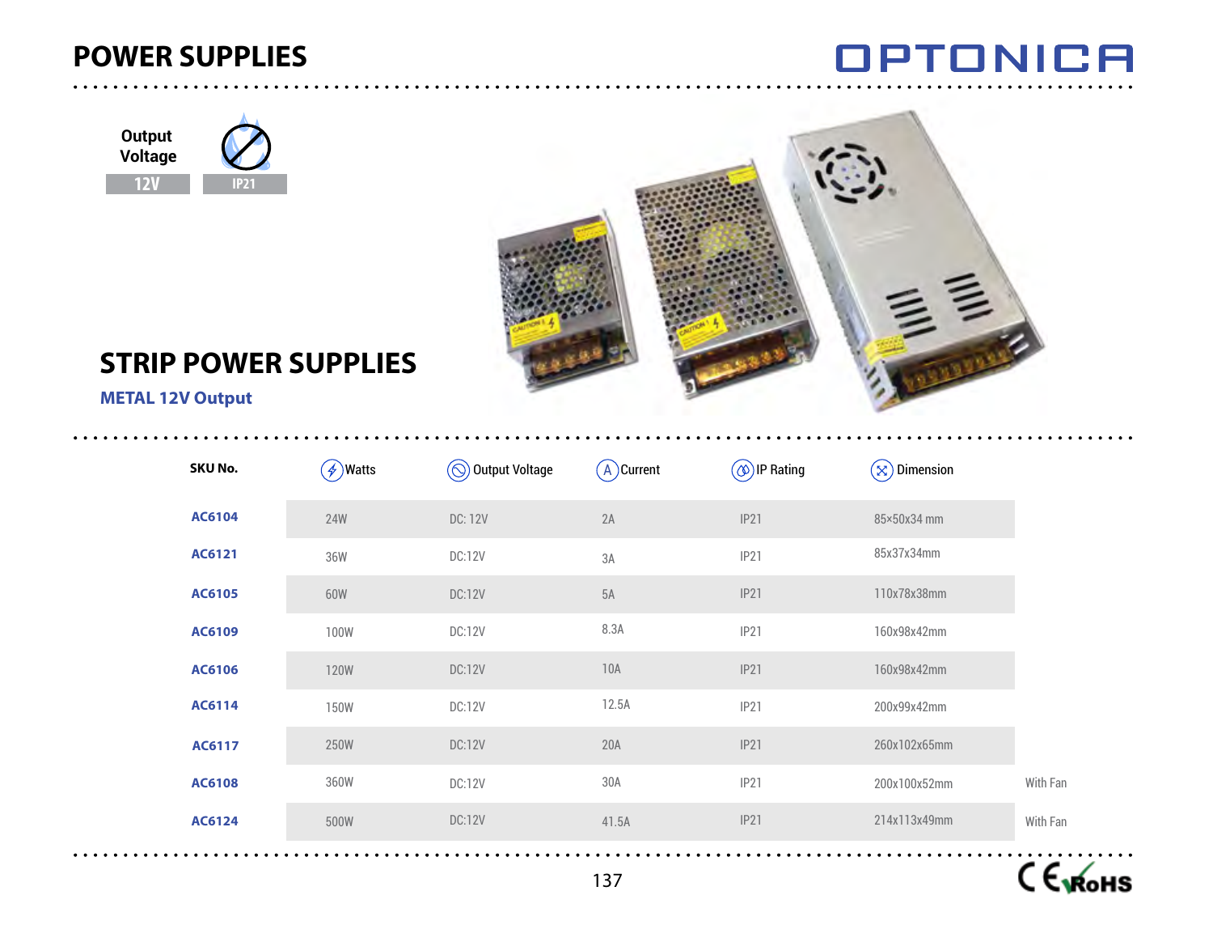# POWER SUPPLIES

OPTONICA

Output Voltage

12V

IP21

## STRIP POWER SUPPLIES

### METAL 12V Output

| SKU No. | Watts | Output Voltage | Current | IP Rating | Dimension | |
|---|---|---|---|---|---|---|
| AC6104 | 24W | DC: 12V | 2A | IP21 | 85×50x34 mm | |
| AC6121 | 36W | DC:12V | 3A | IP21 | 85x37x34mm | |
| AC6105 | 60W | DC:12V | 5A | IP21 | 110x78x38mm | |
| AC6109 | 100W | DC:12V | 8.3A | IP21 | 160x98x42mm | |
| AC6106 | 120W | DC:12V | 10A | IP21 | 160x98x42mm | |
| AC6114 | 150W | DC:12V | 12.5A | IP21 | 200x99x42mm | |
| AC6117 | 250W | DC:12V | 20A | IP21 | 260x102x65mm | |
| AC6108 | 360W | DC:12V | 30A | IP21 | 200x100x52mm | With Fan |
| AC6124 | 500W | DC:12V | 41.5A | IP21 | 214x113x49mm | With Fan |

CE RoHS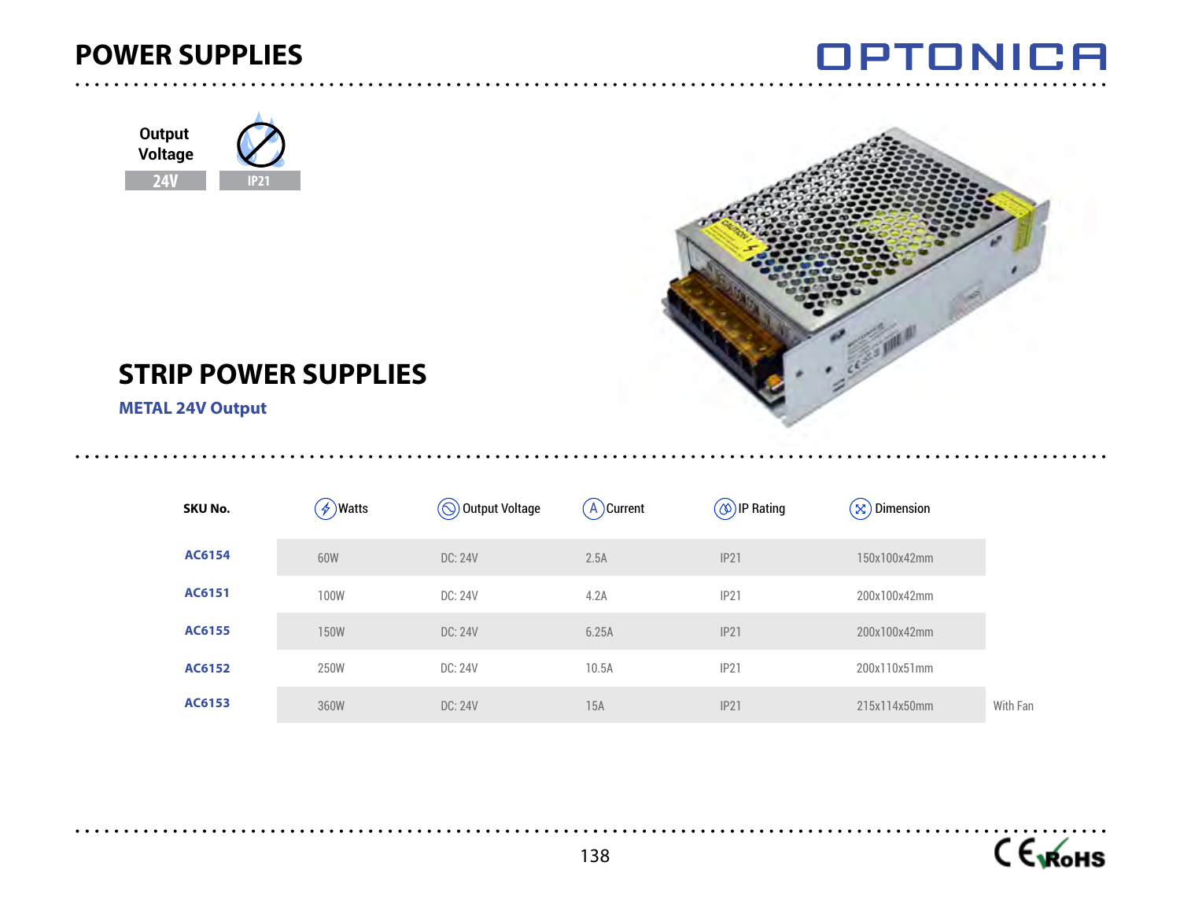# POWER SUPPLIES

OPTONICA

Output Voltage

24V

IP21

## STRIP POWER SUPPLIES

**METAL 24V Output**

| SKU No. | Watts | Output Voltage | Current | IP Rating | Dimension | |
|---|---|---|---|---|---|---|
| AC6154 | 60W | DC: 24V | 2.5A | IP21 | 150x100x42mm | |
| AC6151 | 100W | DC: 24V | 4.2A | IP21 | 200x100x42mm | |
| AC6155 | 150W | DC: 24V | 6.25A | IP21 | 200x100x42mm | |
| AC6152 | 250W | DC: 24V | 10.5A | IP21 | 200x110x51mm | |
| AC6153 | 360W | DC: 24V | 15A | IP21 | 215x114x50mm | With Fan |

CE RoHS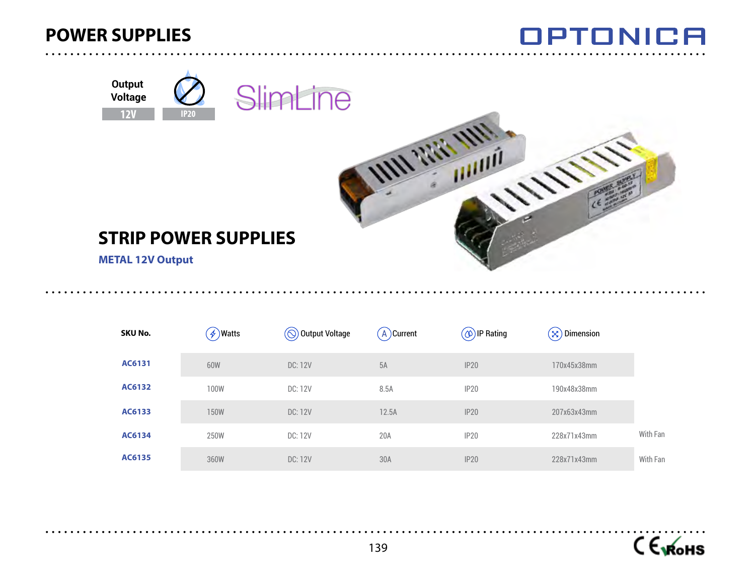# POWER SUPPLIES

OPTONICA

Output Voltage

12V

IP20

SlimLine

## STRIP POWER SUPPLIES

**METAL 12V Output**

| SKU No. | Watts | Output Voltage | Current | IP Rating | Dimension | |
|---|---|---|---|---|---|---|
| AC6131 | 60W | DC: 12V | 5A | IP20 | 170x45x38mm | |
| AC6132 | 100W | DC: 12V | 8.5A | IP20 | 190x48x38mm | |
| AC6133 | 150W | DC: 12V | 12.5A | IP20 | 207x63x43mm | |
| AC6134 | 250W | DC: 12V | 20A | IP20 | 228x71x43mm | With Fan |
| AC6135 | 360W | DC: 12V | 30A | IP20 | 228x71x43mm | With Fan |

CE RoHS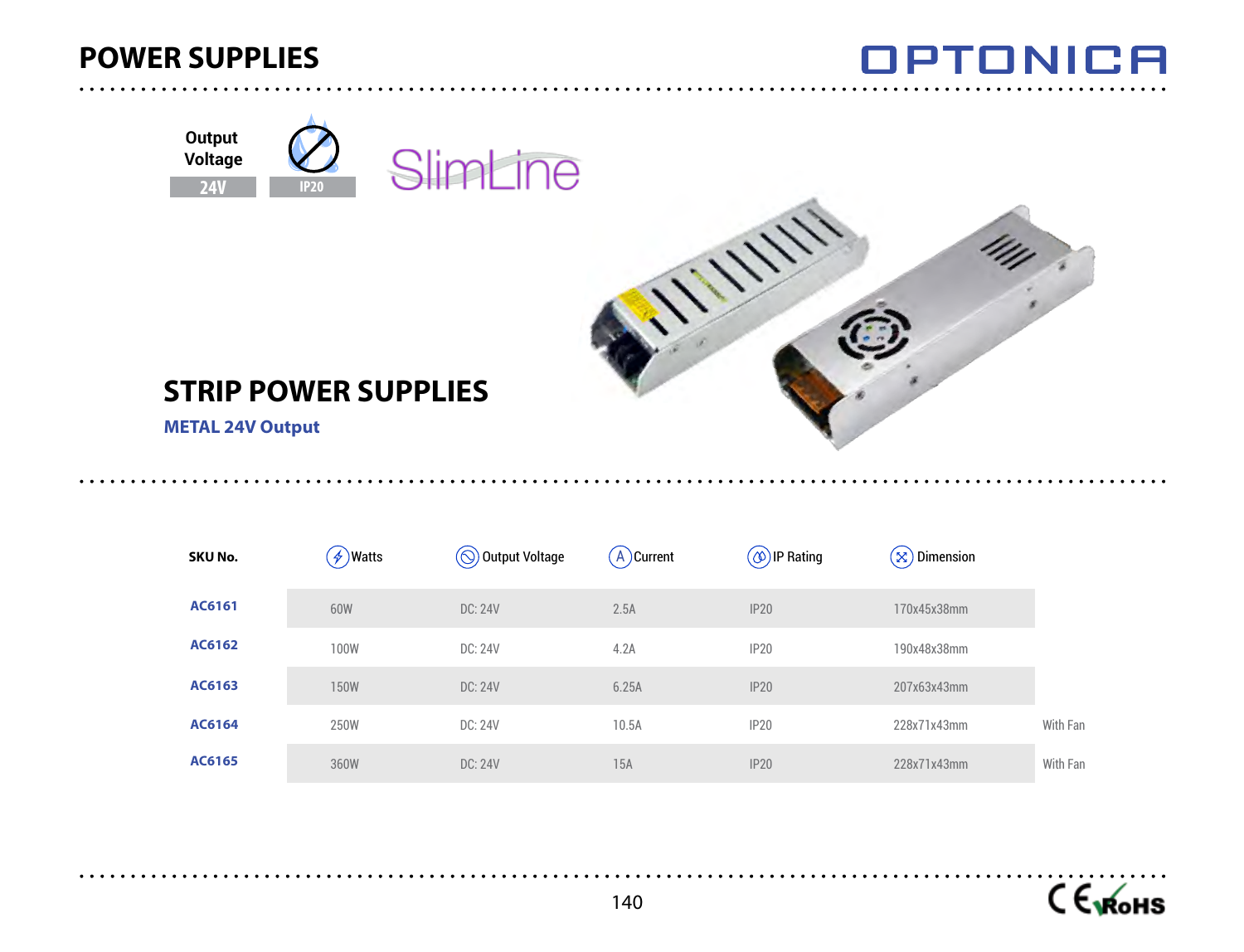# POWER SUPPLIES

OPTONICA

Output Voltage

24V

IP20

SlimLine

## STRIP POWER SUPPLIES

**METAL 24V Output**

| SKU No. | Watts | Output Voltage | Current | IP Rating | Dimension | |
|---|---|---|---|---|---|---|
| AC6161 | 60W | DC: 24V | 2.5A | IP20 | 170x45x38mm | |
| AC6162 | 100W | DC: 24V | 4.2A | IP20 | 190x48x38mm | |
| AC6163 | 150W | DC: 24V | 6.25A | IP20 | 207x63x43mm | |
| AC6164 | 250W | DC: 24V | 10.5A | IP20 | 228x71x43mm | With Fan |
| AC6165 | 360W | DC: 24V | 15A | IP20 | 228x71x43mm | With Fan |

CE RoHS